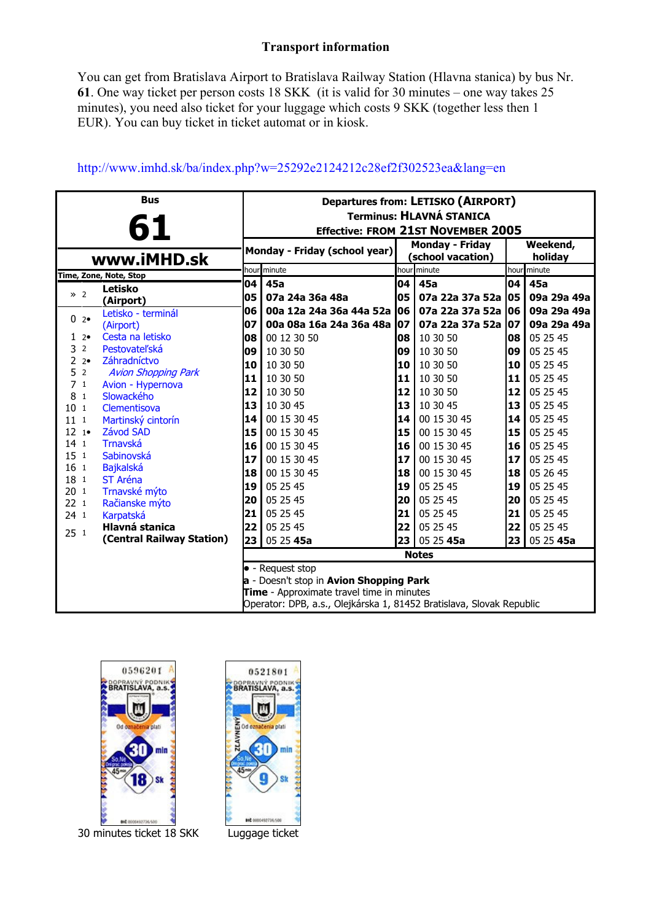## Transport information

You can get from Bratislava Airport to Bratislava Railway Station (Hlavna stanica) by bus Nr. **61**. One way ticket per person costs 18 SKK (it is valid for 30 minutes – one way takes 25 minutes), you need also ticket for your luggage which costs 9 SKK (together less then 1 EUR). You can buy ticket in ticket automat or in kiosk.

http://www.imhd.sk/ba/index.php?w=25292e2124212c28ef2f302523ea&lang=en

**Bus 61**

**www.iMHD.sk**

**Departures from: LETISKO (AIRPORT)**
**Terminus: HLAVNÁ STANICA**
**Effective: FROM 21ST NOVEMBER 2005**

| Time | Zone, Note | Stop |
|---|---|---|
| » | 2 | **Letisko (Airport)** |
| 0 | 2• | Letisko - terminál (Airport) |
| 1 | 2• | Cesta na letisko |
| 3 | 2 | Pestovateľská |
| 2 | 2• | Záhradníctvo |
| 5 | 2 | *Avion Shopping Park* |
| 7 | 1 | Avion - Hypernova |
| 8 | 1 | Slowackého |
| 10 | 1 | Clementisova |
| 11 | 1 | Martinský cintorín |
| 12 | 1• | Závod SAD |
| 14 | 1 | Trnavská |
| 15 | 1 | Sabinovská |
| 16 | 1 | Bajkalská |
| 18 | 1 | ST Aréna |
| 20 | 1 | Trnavské mýto |
| 22 | 1 | Račianske mýto |
| 24 | 1 | Karpatská |
| 25 | 1 | **Hlavná stanica (Central Railway Station)** |

| hour | Monday - Friday (school year) minute | hour | Monday - Friday (school vacation) minute | hour | Weekend, holiday minute |
|---|---|---|---|---|---|
| 04 | **45a** | 04 | **45a** | 04 | **45a** |
| 05 | **07a 24a 36a 48a** | 05 | **07a 22a 37a 52a** | 05 | **09a 29a 49a** |
| 06 | **00a 12a 24a 36a 44a 52a** | 06 | **07a 22a 37a 52a** | 06 | **09a 29a 49a** |
| 07 | **00a 08a 16a 24a 36a 48a** | 07 | **07a 22a 37a 52a** | 07 | **09a 29a 49a** |
| 08 | 00 12 30 50 | 08 | 10 30 50 | 08 | 05 25 45 |
| 09 | 10 30 50 | 09 | 10 30 50 | 09 | 05 25 45 |
| 10 | 10 30 50 | 10 | 10 30 50 | 10 | 05 25 45 |
| 11 | 10 30 50 | 11 | 10 30 50 | 11 | 05 25 45 |
| 12 | 10 30 50 | 12 | 10 30 50 | 12 | 05 25 45 |
| 13 | 10 30 45 | 13 | 10 30 45 | 13 | 05 25 45 |
| 14 | 00 15 30 45 | 14 | 00 15 30 45 | 14 | 05 25 45 |
| 15 | 00 15 30 45 | 15 | 00 15 30 45 | 15 | 05 25 45 |
| 16 | 00 15 30 45 | 16 | 00 15 30 45 | 16 | 05 25 45 |
| 17 | 00 15 30 45 | 17 | 00 15 30 45 | 17 | 05 25 45 |
| 18 | 00 15 30 45 | 18 | 00 15 30 45 | 18 | 05 26 45 |
| 19 | 05 25 45 | 19 | 05 25 45 | 19 | 05 25 45 |
| 20 | 05 25 45 | 20 | 05 25 45 | 20 | 05 25 45 |
| 21 | 05 25 45 | 21 | 05 25 45 | 21 | 05 25 45 |
| 22 | 05 25 45 | 22 | 05 25 45 | 22 | 05 25 45 |
| 23 | 05 25 **45a** | 23 | 05 25 **45a** | 23 | 05 25 **45a** |

**Notes**

• - Request stop
**a** - Doesn't stop in **Avion Shopping Park**
**Time** - Approximate travel time in minutes
Operator: DPB, a.s., Olejkárska 1, 81452 Bratislava, Slovak Republic

30 minutes ticket 18 SKK

Luggage ticket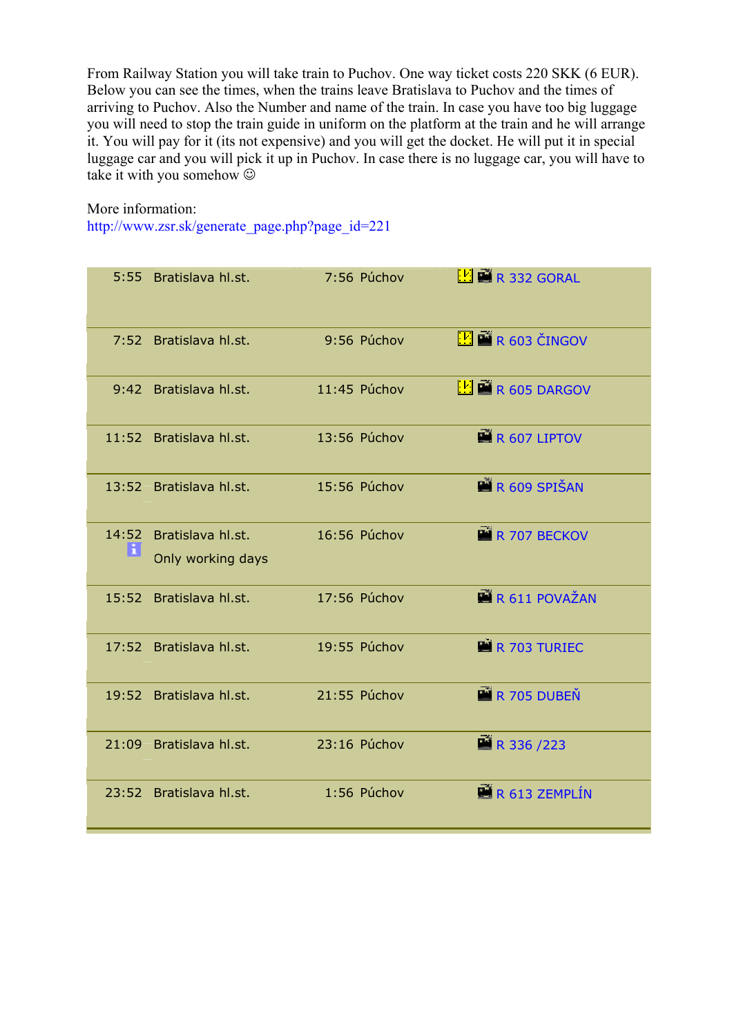From Railway Station you will take train to Puchov. One way ticket costs 220 SKK (6 EUR). Below you can see the times, when the trains leave Bratislava to Puchov and the times of arriving to Puchov. Also the Number and name of the train. In case you have too big luggage you will need to stop the train guide in uniform on the platform at the train and he will arrange it. You will pay for it (its not expensive) and you will get the docket. He will put it in special luggage car and you will pick it up in Puchov. In case there is no luggage car, you will have to take it with you somehow ☺

More information:
http://www.zsr.sk/generate_page.php?page_id=221

| | | | | |
|---|---|---|---|---|
| 5:55 | Bratislava hl.st. | 7:56 | Púchov | R 332 GORAL |
| 7:52 | Bratislava hl.st. | 9:56 | Púchov | R 603 ČINGOV |
| 9:42 | Bratislava hl.st. | 11:45 | Púchov | R 605 DARGOV |
| 11:52 | Bratislava hl.st. | 13:56 | Púchov | R 607 LIPTOV |
| 13:52 | Bratislava hl.st. | 15:56 | Púchov | R 609 SPIŠAN |
| 14:52 | Bratislava hl.st. Only working days | 16:56 | Púchov | R 707 BECKOV |
| 15:52 | Bratislava hl.st. | 17:56 | Púchov | R 611 POVAŽAN |
| 17:52 | Bratislava hl.st. | 19:55 | Púchov | R 703 TURIEC |
| 19:52 | Bratislava hl.st. | 21:55 | Púchov | R 705 DUBEŇ |
| 21:09 | Bratislava hl.st. | 23:16 | Púchov | R 336 /223 |
| 23:52 | Bratislava hl.st. | 1:56 | Púchov | R 613 ZEMPLÍN |